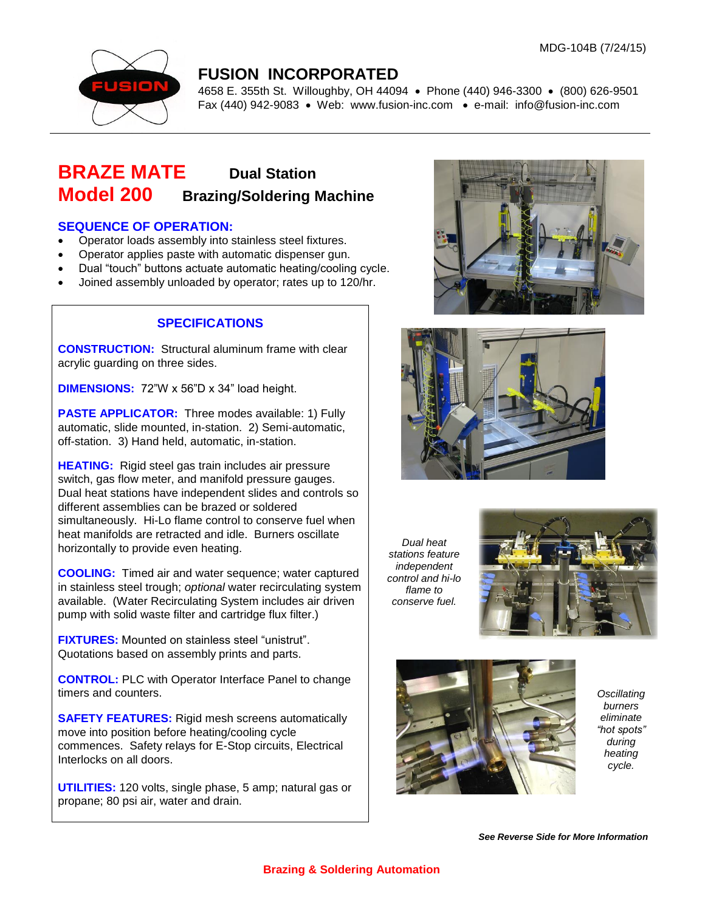MDG-104B (7/24/15)

# FUSION INCORPORATED

4658 E. 355th St. Willoughby, OH 44094 • Phone (440) 946-3300 • (800) 626-9501
Fax (440) 942-9083 • Web: www.fusion-inc.com • e-mail: info@fusion-inc.com

# BRAZE MATE Model 200 — Dual Station Brazing/Soldering Machine

## SEQUENCE OF OPERATION:

- Operator loads assembly into stainless steel fixtures.
- Operator applies paste with automatic dispenser gun.
- Dual "touch" buttons actuate automatic heating/cooling cycle.
- Joined assembly unloaded by operator; rates up to 120/hr.

## SPECIFICATIONS

**CONSTRUCTION:** Structural aluminum frame with clear acrylic guarding on three sides.

**DIMENSIONS:** 72"W x 56"D x 34" load height.

**PASTE APPLICATOR:** Three modes available: 1) Fully automatic, slide mounted, in-station. 2) Semi-automatic, off-station. 3) Hand held, automatic, in-station.

**HEATING:** Rigid steel gas train includes air pressure switch, gas flow meter, and manifold pressure gauges. Dual heat stations have independent slides and controls so different assemblies can be brazed or soldered simultaneously. Hi-Lo flame control to conserve fuel when heat manifolds are retracted and idle. Burners oscillate horizontally to provide even heating.

**COOLING:** Timed air and water sequence; water captured in stainless steel trough; *optional* water recirculating system available. (Water Recirculating System includes air driven pump with solid waste filter and cartridge flux filter.)

**FIXTURES:** Mounted on stainless steel "unistrut". Quotations based on assembly prints and parts.

**CONTROL:** PLC with Operator Interface Panel to change timers and counters.

**SAFETY FEATURES:** Rigid mesh screens automatically move into position before heating/cooling cycle commences. Safety relays for E-Stop circuits, Electrical Interlocks on all doors.

**UTILITIES:** 120 volts, single phase, 5 amp; natural gas or propane; 80 psi air, water and drain.

*Dual heat stations feature independent control and hi-lo flame to conserve fuel.*

*Oscillating burners eliminate "hot spots" during heating cycle.*

***See Reverse Side for More Information***

**Brazing & Soldering Automation**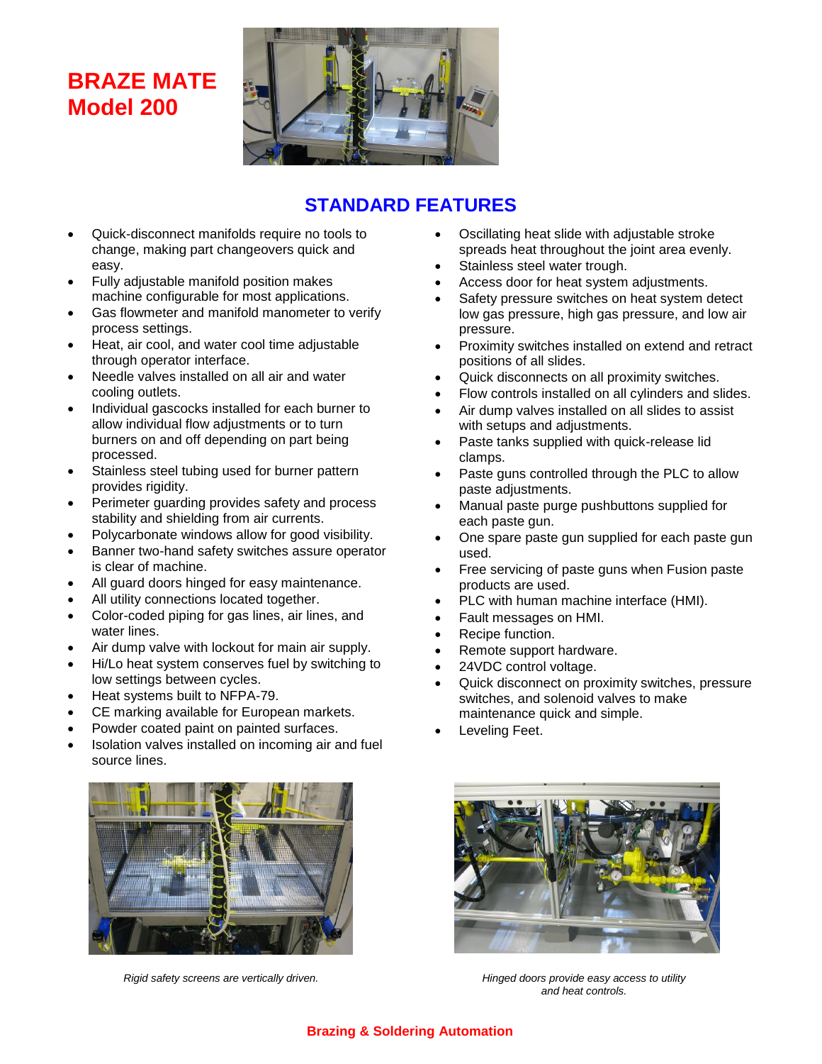# BRAZE MATE Model 200

## STANDARD FEATURES

- Quick-disconnect manifolds require no tools to change, making part changeovers quick and easy.
- Fully adjustable manifold position makes machine configurable for most applications.
- Gas flowmeter and manifold manometer to verify process settings.
- Heat, air cool, and water cool time adjustable through operator interface.
- Needle valves installed on all air and water cooling outlets.
- Individual gascocks installed for each burner to allow individual flow adjustments or to turn burners on and off depending on part being processed.
- Stainless steel tubing used for burner pattern provides rigidity.
- Perimeter guarding provides safety and process stability and shielding from air currents.
- Polycarbonate windows allow for good visibility.
- Banner two-hand safety switches assure operator is clear of machine.
- All guard doors hinged for easy maintenance.
- All utility connections located together.
- Color-coded piping for gas lines, air lines, and water lines.
- Air dump valve with lockout for main air supply.
- Hi/Lo heat system conserves fuel by switching to low settings between cycles.
- Heat systems built to NFPA-79.
- CE marking available for European markets.
- Powder coated paint on painted surfaces.
- Isolation valves installed on incoming air and fuel source lines.
- Oscillating heat slide with adjustable stroke spreads heat throughout the joint area evenly.
- Stainless steel water trough.
- Access door for heat system adjustments.
- Safety pressure switches on heat system detect low gas pressure, high gas pressure, and low air pressure.
- Proximity switches installed on extend and retract positions of all slides.
- Quick disconnects on all proximity switches.
- Flow controls installed on all cylinders and slides.
- Air dump valves installed on all slides to assist with setups and adjustments.
- Paste tanks supplied with quick-release lid clamps.
- Paste guns controlled through the PLC to allow paste adjustments.
- Manual paste purge pushbuttons supplied for each paste gun.
- One spare paste gun supplied for each paste gun used.
- Free servicing of paste guns when Fusion paste products are used.
- PLC with human machine interface (HMI).
- Fault messages on HMI.
- Recipe function.
- Remote support hardware.
- 24VDC control voltage.
- Quick disconnect on proximity switches, pressure switches, and solenoid valves to make maintenance quick and simple.
- Leveling Feet.

*Rigid safety screens are vertically driven.*

*Hinged doors provide easy access to utility and heat controls.*

**Brazing & Soldering Automation**